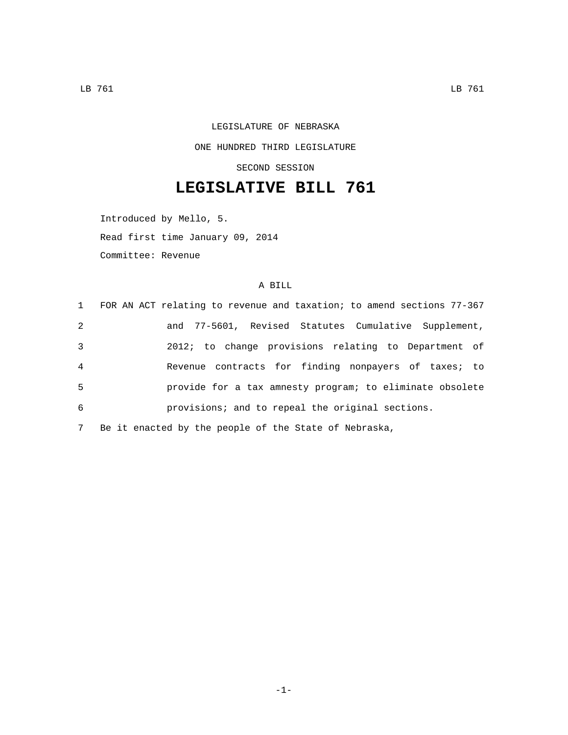LEGISLATURE OF NEBRASKA

ONE HUNDRED THIRD LEGISLATURE

SECOND SESSION

# LEGISLATIVE BILL 761

Introduced by Mello, 5.

Read first time January 09, 2014

Committee: Revenue

A BILL

1 FOR AN ACT relating to revenue and taxation; to amend sections 77-367
2 and 77-5601, Revised Statutes Cumulative Supplement,
3 2012; to change provisions relating to Department of
4 Revenue contracts for finding nonpayers of taxes; to
5 provide for a tax amnesty program; to eliminate obsolete
6 provisions; and to repeal the original sections.
7 Be it enacted by the people of the State of Nebraska,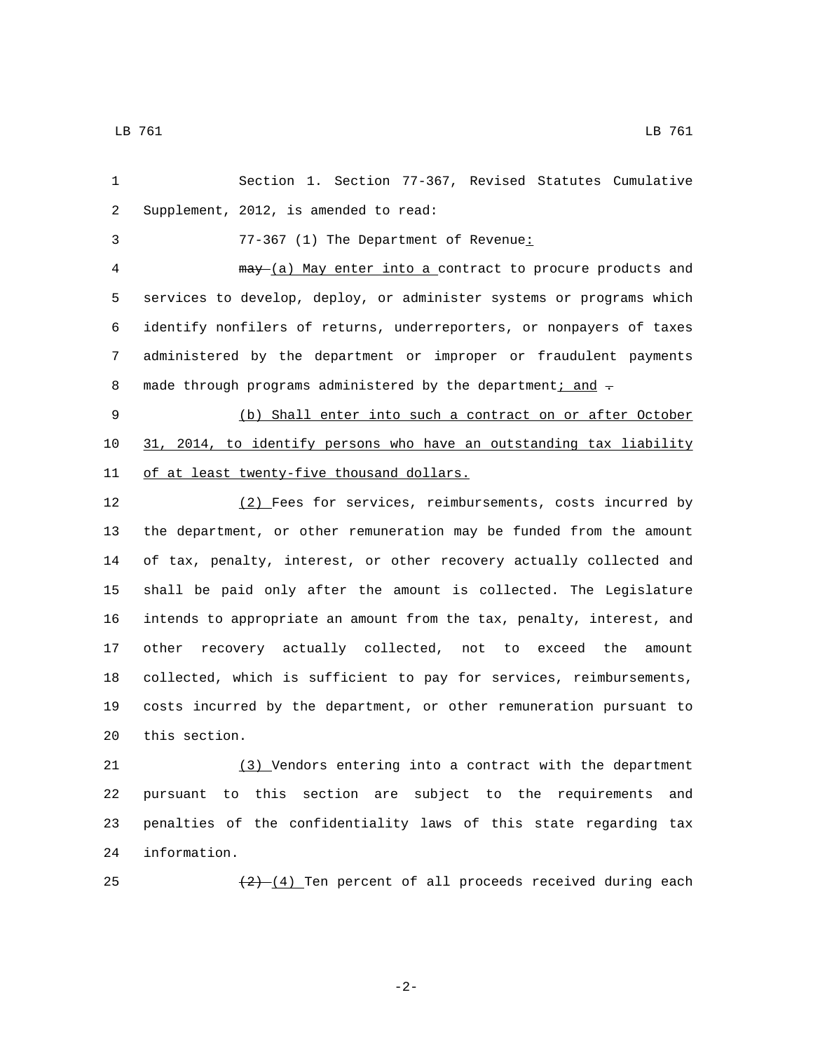Section 1. Section 77-367, Revised Statutes Cumulative Supplement, 2012, is amended to read:

77-367 (1) The Department of Revenue:

~~may~~ (a) May enter into a contract to procure products and services to develop, deploy, or administer systems or programs which identify nonfilers of returns, underreporters, or nonpayers of taxes administered by the department or improper or fraudulent payments made through programs administered by the department; and ~~.~~

(b) Shall enter into such a contract on or after October 31, 2014, to identify persons who have an outstanding tax liability of at least twenty-five thousand dollars.

(2) Fees for services, reimbursements, costs incurred by the department, or other remuneration may be funded from the amount of tax, penalty, interest, or other recovery actually collected and shall be paid only after the amount is collected. The Legislature intends to appropriate an amount from the tax, penalty, interest, and other recovery actually collected, not to exceed the amount collected, which is sufficient to pay for services, reimbursements, costs incurred by the department, or other remuneration pursuant to this section.

(3) Vendors entering into a contract with the department pursuant to this section are subject to the requirements and penalties of the confidentiality laws of this state regarding tax information.

~~(2)~~ (4) Ten percent of all proceeds received during each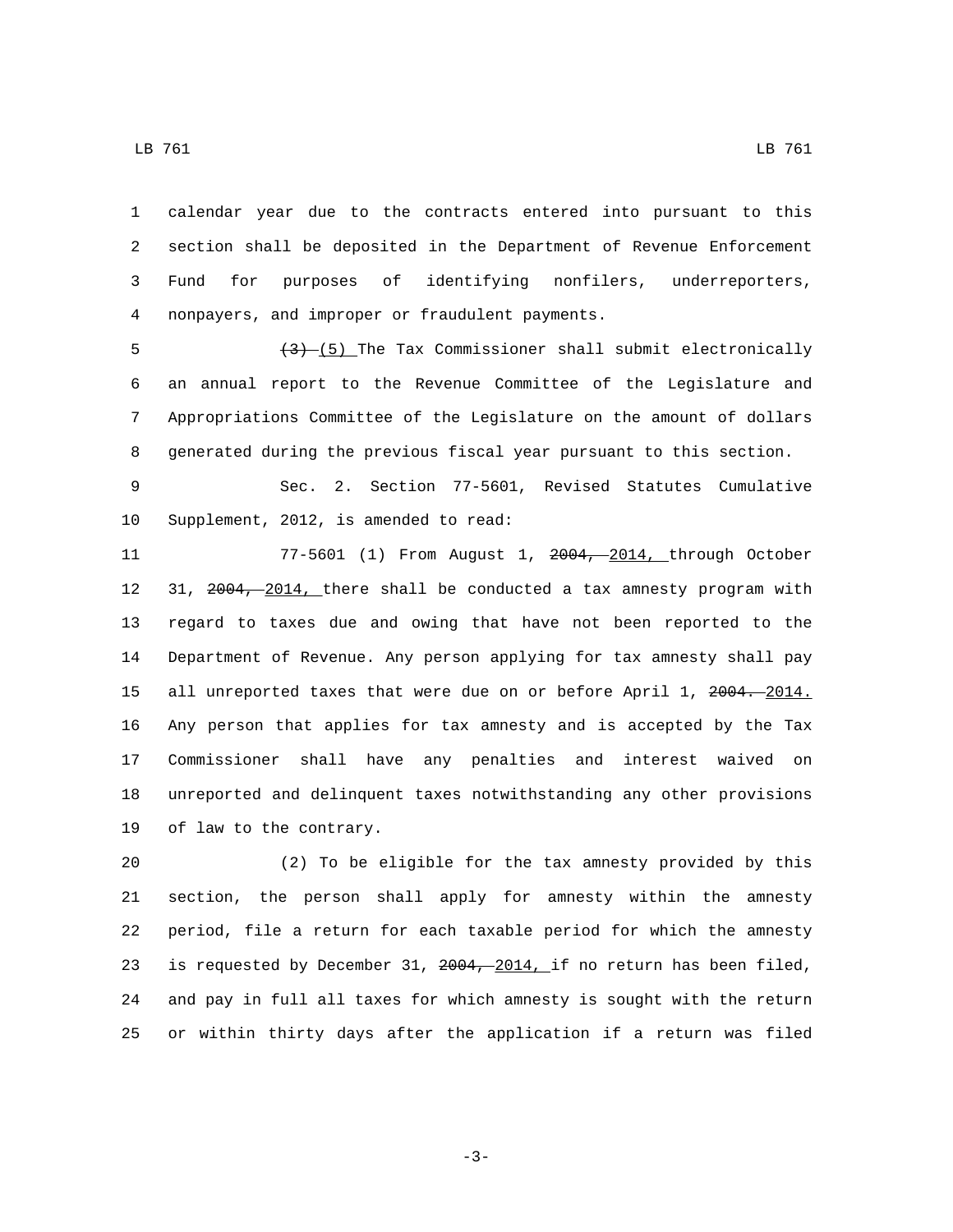calendar year due to the contracts entered into pursuant to this section shall be deposited in the Department of Revenue Enforcement Fund for purposes of identifying nonfilers, underreporters, nonpayers, and improper or fraudulent payments.

~~(3)~~ (5) The Tax Commissioner shall submit electronically an annual report to the Revenue Committee of the Legislature and Appropriations Committee of the Legislature on the amount of dollars generated during the previous fiscal year pursuant to this section.

Sec. 2. Section 77-5601, Revised Statutes Cumulative Supplement, 2012, is amended to read:

77-5601 (1) From August 1, ~~2004,~~ 2014, through October 31, ~~2004,~~ 2014, there shall be conducted a tax amnesty program with regard to taxes due and owing that have not been reported to the Department of Revenue. Any person applying for tax amnesty shall pay all unreported taxes that were due on or before April 1, ~~2004.~~ 2014. Any person that applies for tax amnesty and is accepted by the Tax Commissioner shall have any penalties and interest waived on unreported and delinquent taxes notwithstanding any other provisions of law to the contrary.

(2) To be eligible for the tax amnesty provided by this section, the person shall apply for amnesty within the amnesty period, file a return for each taxable period for which the amnesty is requested by December 31, ~~2004,~~ 2014, if no return has been filed, and pay in full all taxes for which amnesty is sought with the return or within thirty days after the application if a return was filed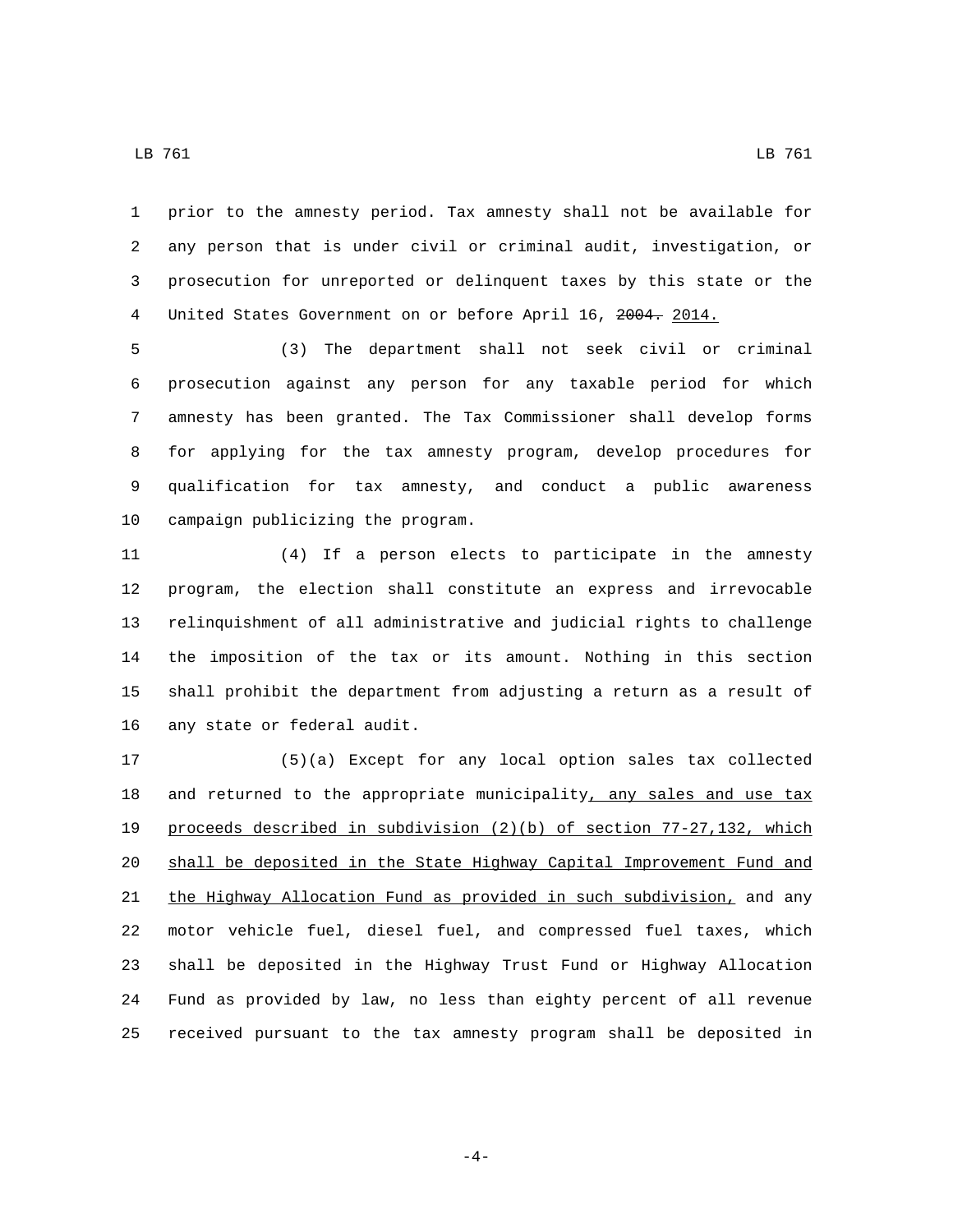prior to the amnesty period. Tax amnesty shall not be available for any person that is under civil or criminal audit, investigation, or prosecution for unreported or delinquent taxes by this state or the United States Government on or before April 16, ~~2004.~~ <u>2014.</u>

(3) The department shall not seek civil or criminal prosecution against any person for any taxable period for which amnesty has been granted. The Tax Commissioner shall develop forms for applying for the tax amnesty program, develop procedures for qualification for tax amnesty, and conduct a public awareness campaign publicizing the program.

(4) If a person elects to participate in the amnesty program, the election shall constitute an express and irrevocable relinquishment of all administrative and judicial rights to challenge the imposition of the tax or its amount. Nothing in this section shall prohibit the department from adjusting a return as a result of any state or federal audit.

(5)(a) Except for any local option sales tax collected and returned to the appropriate municipality<u>, any sales and use tax proceeds described in subdivision (2)(b) of section 77-27,132, which shall be deposited in the State Highway Capital Improvement Fund and the Highway Allocation Fund as provided in such subdivision,</u> and any motor vehicle fuel, diesel fuel, and compressed fuel taxes, which shall be deposited in the Highway Trust Fund or Highway Allocation Fund as provided by law, no less than eighty percent of all revenue received pursuant to the tax amnesty program shall be deposited in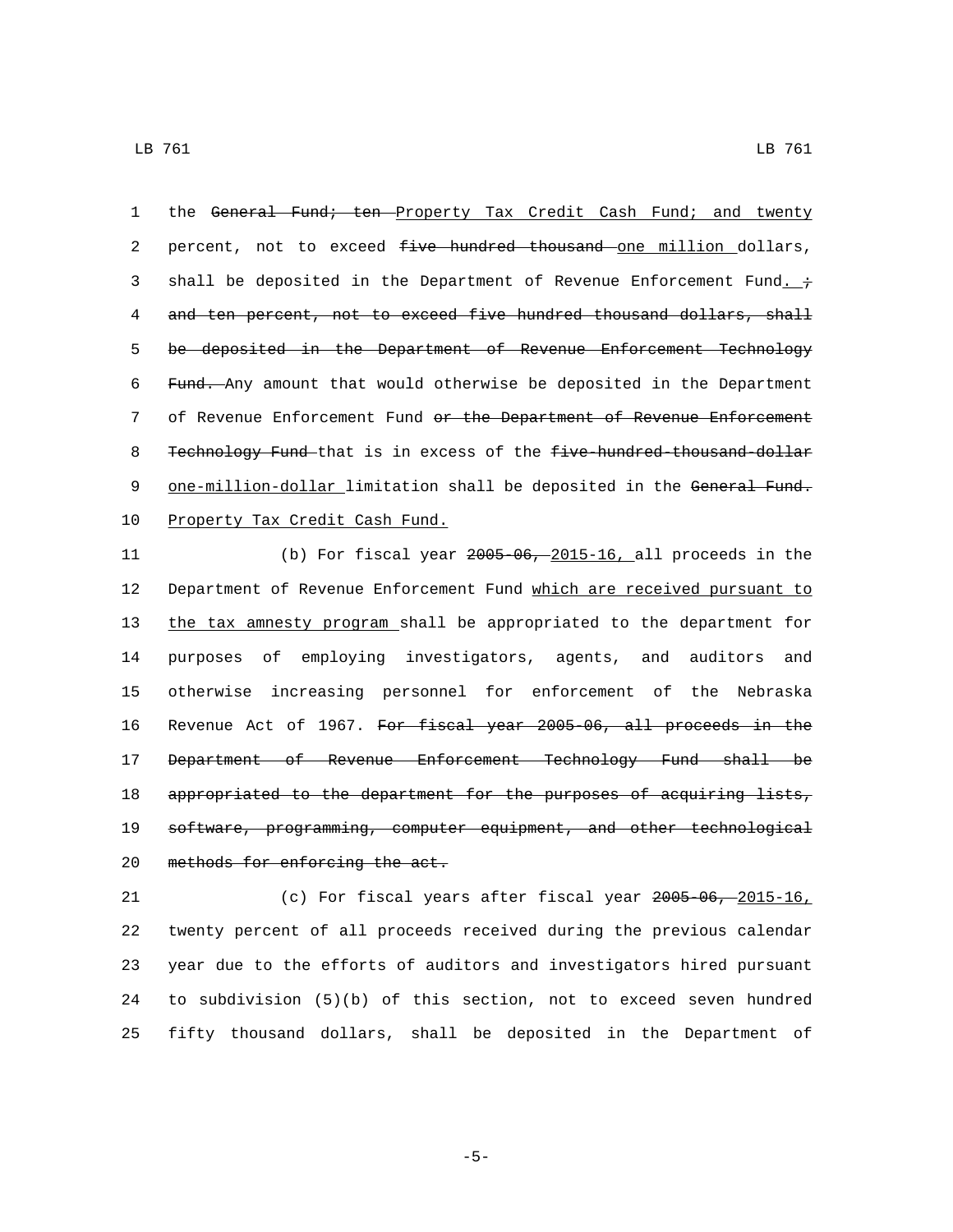1 the ~~General Fund; ten~~ Property Tax Credit Cash Fund; and twenty
2 percent, not to exceed ~~five hundred thousand~~ one million dollars,
3 shall be deposited in the Department of Revenue Enforcement Fund. ~~;~~
4 ~~and ten percent, not to exceed five hundred thousand dollars, shall~~
5 ~~be deposited in the Department of Revenue Enforcement Technology~~
6 ~~Fund.~~ Any amount that would otherwise be deposited in the Department
7 of Revenue Enforcement Fund ~~or the Department of Revenue Enforcement~~
8 ~~Technology Fund~~ that is in excess of the ~~five-hundred-thousand-dollar~~
9 one-million-dollar limitation shall be deposited in the ~~General Fund.~~
10 Property Tax Credit Cash Fund.

11 (b) For fiscal year ~~2005-06,~~ 2015-16, all proceeds in the
12 Department of Revenue Enforcement Fund which are received pursuant to
13 the tax amnesty program shall be appropriated to the department for
14 purposes of employing investigators, agents, and auditors and
15 otherwise increasing personnel for enforcement of the Nebraska
16 Revenue Act of 1967. ~~For fiscal year 2005-06, all proceeds in the~~
17 ~~Department of Revenue Enforcement Technology Fund shall be~~
18 ~~appropriated to the department for the purposes of acquiring lists,~~
19 ~~software, programming, computer equipment, and other technological~~
20 ~~methods for enforcing the act.~~

21 (c) For fiscal years after fiscal year ~~2005-06,~~ 2015-16,
22 twenty percent of all proceeds received during the previous calendar
23 year due to the efforts of auditors and investigators hired pursuant
24 to subdivision (5)(b) of this section, not to exceed seven hundred
25 fifty thousand dollars, shall be deposited in the Department of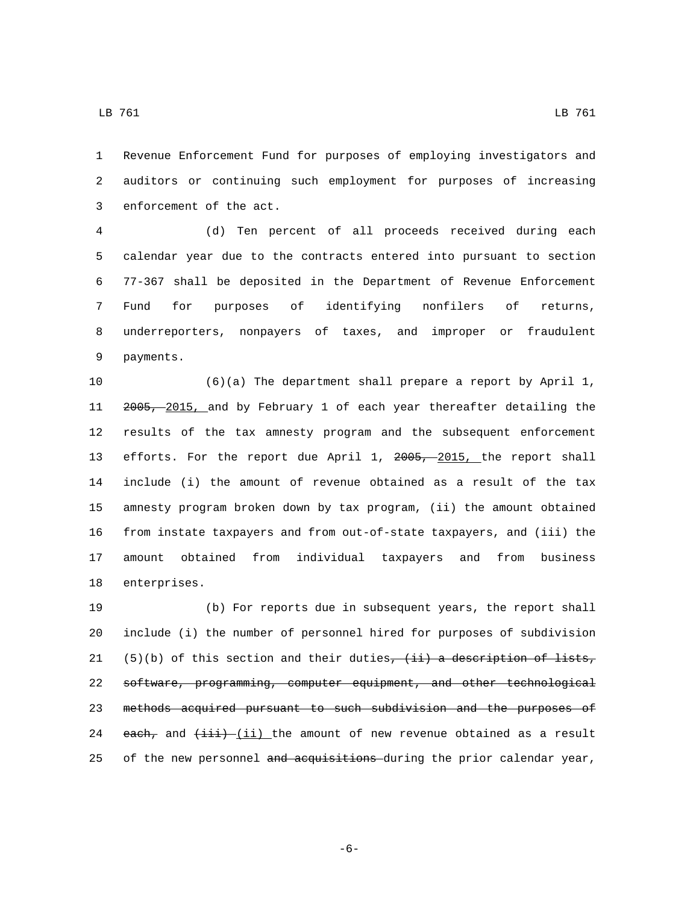Revenue Enforcement Fund for purposes of employing investigators and auditors or continuing such employment for purposes of increasing enforcement of the act.

(d) Ten percent of all proceeds received during each calendar year due to the contracts entered into pursuant to section 77-367 shall be deposited in the Department of Revenue Enforcement Fund for purposes of identifying nonfilers of returns, underreporters, nonpayers of taxes, and improper or fraudulent payments.

(6)(a) The department shall prepare a report by April 1, ~~2005,~~ 2015, and by February 1 of each year thereafter detailing the results of the tax amnesty program and the subsequent enforcement efforts. For the report due April 1, ~~2005,~~ 2015, the report shall include (i) the amount of revenue obtained as a result of the tax amnesty program broken down by tax program, (ii) the amount obtained from instate taxpayers and from out-of-state taxpayers, and (iii) the amount obtained from individual taxpayers and from business enterprises.

(b) For reports due in subsequent years, the report shall include (i) the number of personnel hired for purposes of subdivision (5)(b) of this section and their duties~~, (ii) a description of lists, software, programming, computer equipment, and other technological methods acquired pursuant to such subdivision and the purposes of each,~~ and ~~(iii)~~ (ii) the amount of new revenue obtained as a result of the new personnel ~~and acquisitions~~ during the prior calendar year,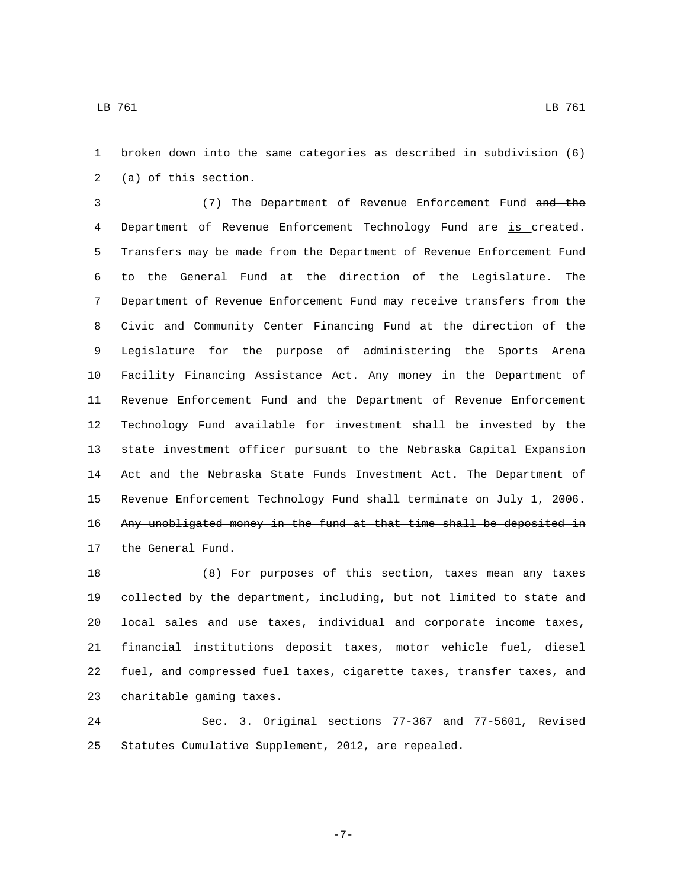broken down into the same categories as described in subdivision (6) (a) of this section.

(7) The Department of Revenue Enforcement Fund ~~and the Department of Revenue Enforcement Technology Fund are~~ is created. Transfers may be made from the Department of Revenue Enforcement Fund to the General Fund at the direction of the Legislature. The Department of Revenue Enforcement Fund may receive transfers from the Civic and Community Center Financing Fund at the direction of the Legislature for the purpose of administering the Sports Arena Facility Financing Assistance Act. Any money in the Department of Revenue Enforcement Fund ~~and the Department of Revenue Enforcement Technology Fund~~ available for investment shall be invested by the state investment officer pursuant to the Nebraska Capital Expansion Act and the Nebraska State Funds Investment Act. ~~The Department of Revenue Enforcement Technology Fund shall terminate on July 1, 2006. Any unobligated money in the fund at that time shall be deposited in the General Fund.~~

(8) For purposes of this section, taxes mean any taxes collected by the department, including, but not limited to state and local sales and use taxes, individual and corporate income taxes, financial institutions deposit taxes, motor vehicle fuel, diesel fuel, and compressed fuel taxes, cigarette taxes, transfer taxes, and charitable gaming taxes.

Sec. 3. Original sections 77-367 and 77-5601, Revised Statutes Cumulative Supplement, 2012, are repealed.